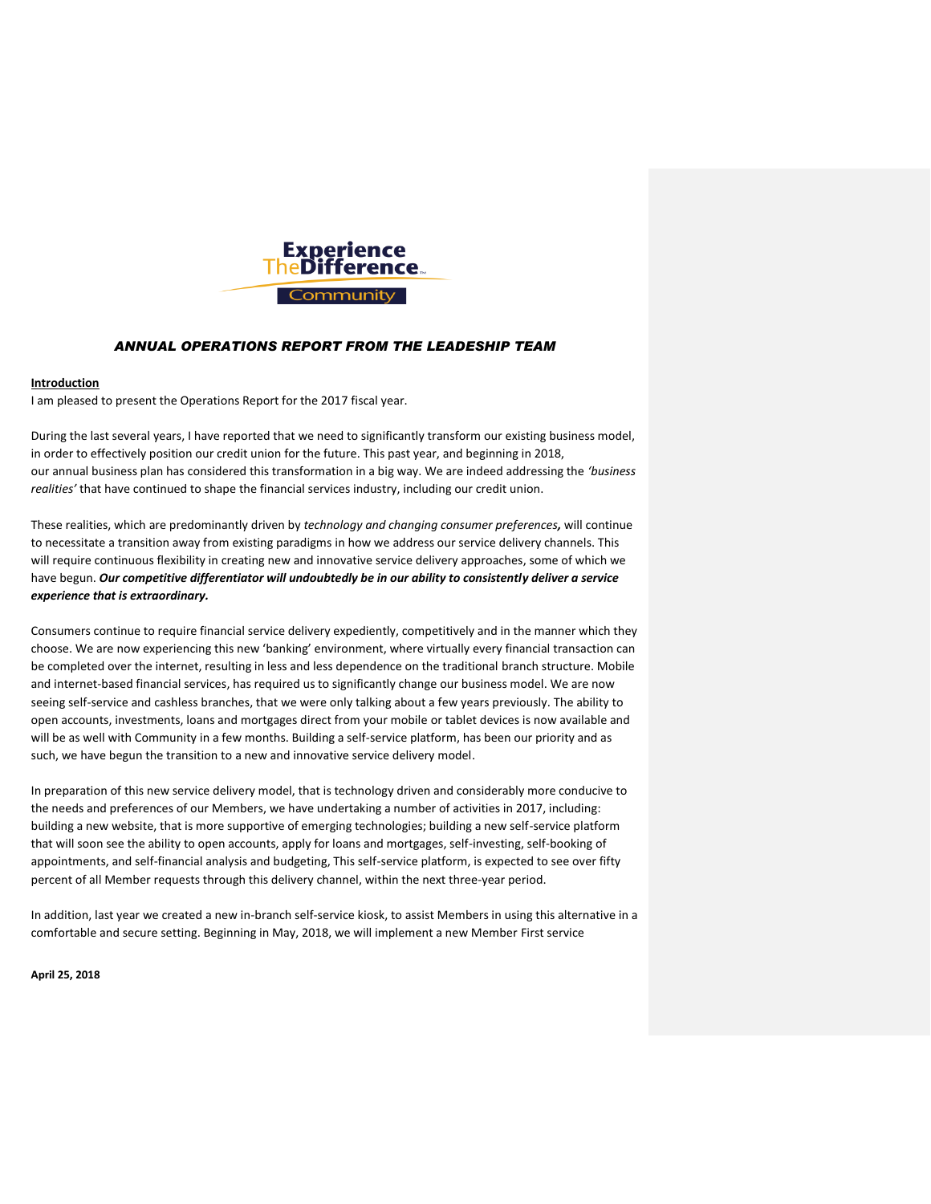Experience TheDifference™

Community

## *ANNUAL OPERATIONS REPORT FROM THE LEADERSHIP TEAM*

**Introduction**

I am pleased to present the Operations Report for the 2017 fiscal year.

During the last several years, I have reported that we need to significantly transform our existing business model, in order to effectively position our credit union for the future. This past year, and beginning in 2018, our annual business plan has considered this transformation in a big way. We are indeed addressing the *'business realities'* that have continued to shape the financial services industry, including our credit union.

These realities, which are predominantly driven by *technology and changing consumer preferences****,*** will continue to necessitate a transition away from existing paradigms in how we address our service delivery channels. This will require continuous flexibility in creating new and innovative service delivery approaches, some of which we have begun. ***Our competitive differentiator will undoubtedly be in our ability to consistently deliver a service experience that is extraordinary.***

Consumers continue to require financial service delivery expediently, competitively and in the manner which they choose. We are now experiencing this new 'banking' environment, where virtually every financial transaction can be completed over the internet, resulting in less and less dependence on the traditional branch structure. Mobile and internet-based financial services, has required us to significantly change our business model. We are now seeing self-service and cashless branches, that we were only talking about a few years previously. The ability to open accounts, investments, loans and mortgages direct from your mobile or tablet devices is now available and will be as well with Community in a few months. Building a self-service platform, has been our priority and as such, we have begun the transition to a new and innovative service delivery model.

In preparation of this new service delivery model, that is technology driven and considerably more conducive to the needs and preferences of our Members, we have undertaking a number of activities in 2017, including: building a new website, that is more supportive of emerging technologies; building a new self-service platform that will soon see the ability to open accounts, apply for loans and mortgages, self-investing, self-booking of appointments, and self-financial analysis and budgeting, This self-service platform, is expected to see over fifty percent of all Member requests through this delivery channel, within the next three-year period.

In addition, last year we created a new in-branch self-service kiosk, to assist Members in using this alternative in a comfortable and secure setting. Beginning in May, 2018, we will implement a new Member First service

**April 25, 2018**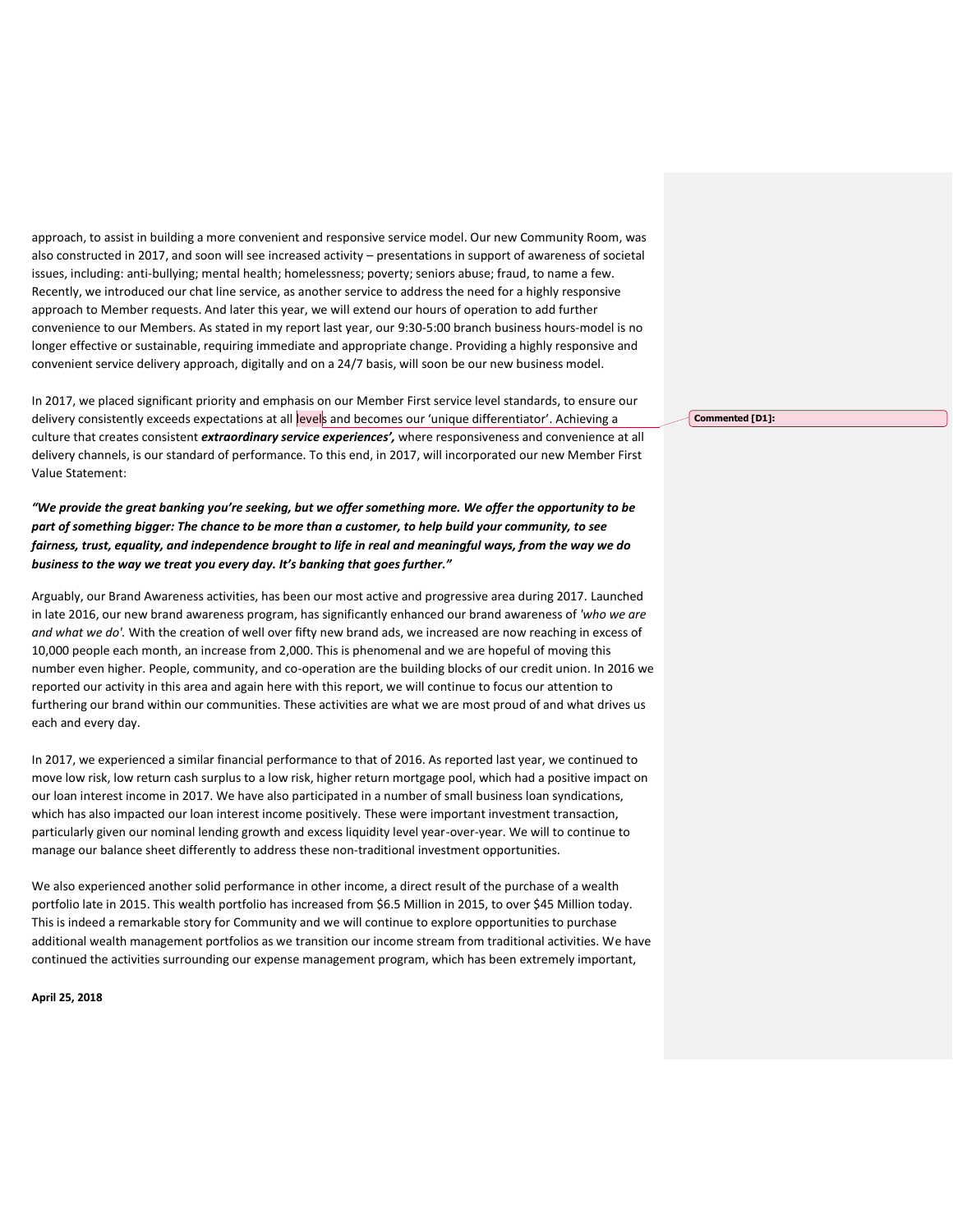approach, to assist in building a more convenient and responsive service model. Our new Community Room, was also constructed in 2017, and soon will see increased activity – presentations in support of awareness of societal issues, including: anti-bullying; mental health; homelessness; poverty; seniors abuse; fraud, to name a few. Recently, we introduced our chat line service, as another service to address the need for a highly responsive approach to Member requests. And later this year, we will extend our hours of operation to add further convenience to our Members. As stated in my report last year, our 9:30-5:00 branch business hours-model is no longer effective or sustainable, requiring immediate and appropriate change. Providing a highly responsive and convenient service delivery approach, digitally and on a 24/7 basis, will soon be our new business model.

In 2017, we placed significant priority and emphasis on our Member First service level standards, to ensure our delivery consistently exceeds expectations at all levels and becomes our 'unique differentiator'. Achieving a culture that creates consistent ***extraordinary service experiences',*** where responsiveness and convenience at all delivery channels, is our standard of performance. To this end, in 2017, will incorporated our new Member First Value Statement:

***"We provide the great banking you're seeking, but we offer something more. We offer the opportunity to be part of something bigger: The chance to be more than a customer, to help build your community, to see fairness, trust, equality, and independence brought to life in real and meaningful ways, from the way we do business to the way we treat you every day. It's banking that goes further."***

Arguably, our Brand Awareness activities, has been our most active and progressive area during 2017. Launched in late 2016, our new brand awareness program, has significantly enhanced our brand awareness of *'who we are and what we do'.* With the creation of well over fifty new brand ads, we increased are now reaching in excess of 10,000 people each month, an increase from 2,000. This is phenomenal and we are hopeful of moving this number even higher. People, community, and co-operation are the building blocks of our credit union. In 2016 we reported our activity in this area and again here with this report, we will continue to focus our attention to furthering our brand within our communities. These activities are what we are most proud of and what drives us each and every day.

In 2017, we experienced a similar financial performance to that of 2016. As reported last year, we continued to move low risk, low return cash surplus to a low risk, higher return mortgage pool, which had a positive impact on our loan interest income in 2017. We have also participated in a number of small business loan syndications, which has also impacted our loan interest income positively. These were important investment transaction, particularly given our nominal lending growth and excess liquidity level year-over-year. We will to continue to manage our balance sheet differently to address these non-traditional investment opportunities.

We also experienced another solid performance in other income, a direct result of the purchase of a wealth portfolio late in 2015. This wealth portfolio has increased from $6.5 Million in 2015, to over $45 Million today. This is indeed a remarkable story for Community and we will continue to explore opportunities to purchase additional wealth management portfolios as we transition our income stream from traditional activities. We have continued the activities surrounding our expense management program, which has been extremely important,

Commented [D1]: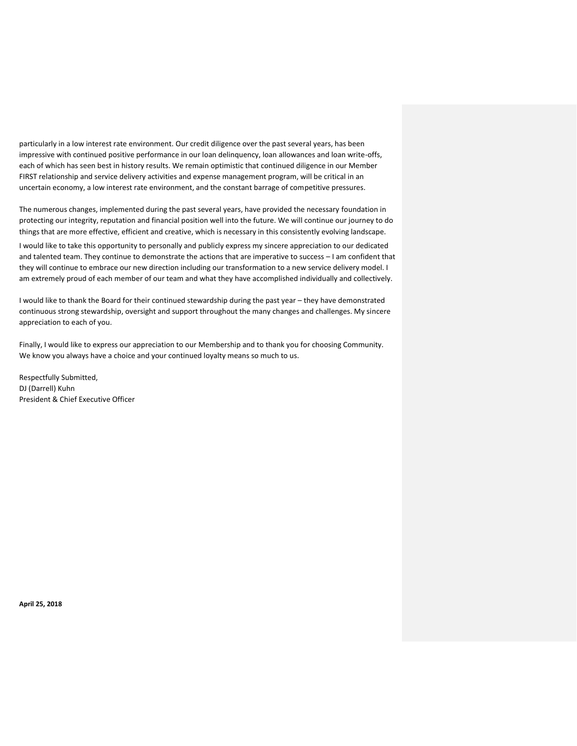particularly in a low interest rate environment. Our credit diligence over the past several years, has been impressive with continued positive performance in our loan delinquency, loan allowances and loan write-offs, each of which has seen best in history results. We remain optimistic that continued diligence in our Member FIRST relationship and service delivery activities and expense management program, will be critical in an uncertain economy, a low interest rate environment, and the constant barrage of competitive pressures.

The numerous changes, implemented during the past several years, have provided the necessary foundation in protecting our integrity, reputation and financial position well into the future. We will continue our journey to do things that are more effective, efficient and creative, which is necessary in this consistently evolving landscape.

I would like to take this opportunity to personally and publicly express my sincere appreciation to our dedicated and talented team. They continue to demonstrate the actions that are imperative to success – I am confident that they will continue to embrace our new direction including our transformation to a new service delivery model. I am extremely proud of each member of our team and what they have accomplished individually and collectively.

I would like to thank the Board for their continued stewardship during the past year – they have demonstrated continuous strong stewardship, oversight and support throughout the many changes and challenges. My sincere appreciation to each of you.

Finally, I would like to express our appreciation to our Membership and to thank you for choosing Community. We know you always have a choice and your continued loyalty means so much to us.

Respectfully Submitted,
DJ (Darrell) Kuhn
President & Chief Executive Officer

**April 25, 2018**